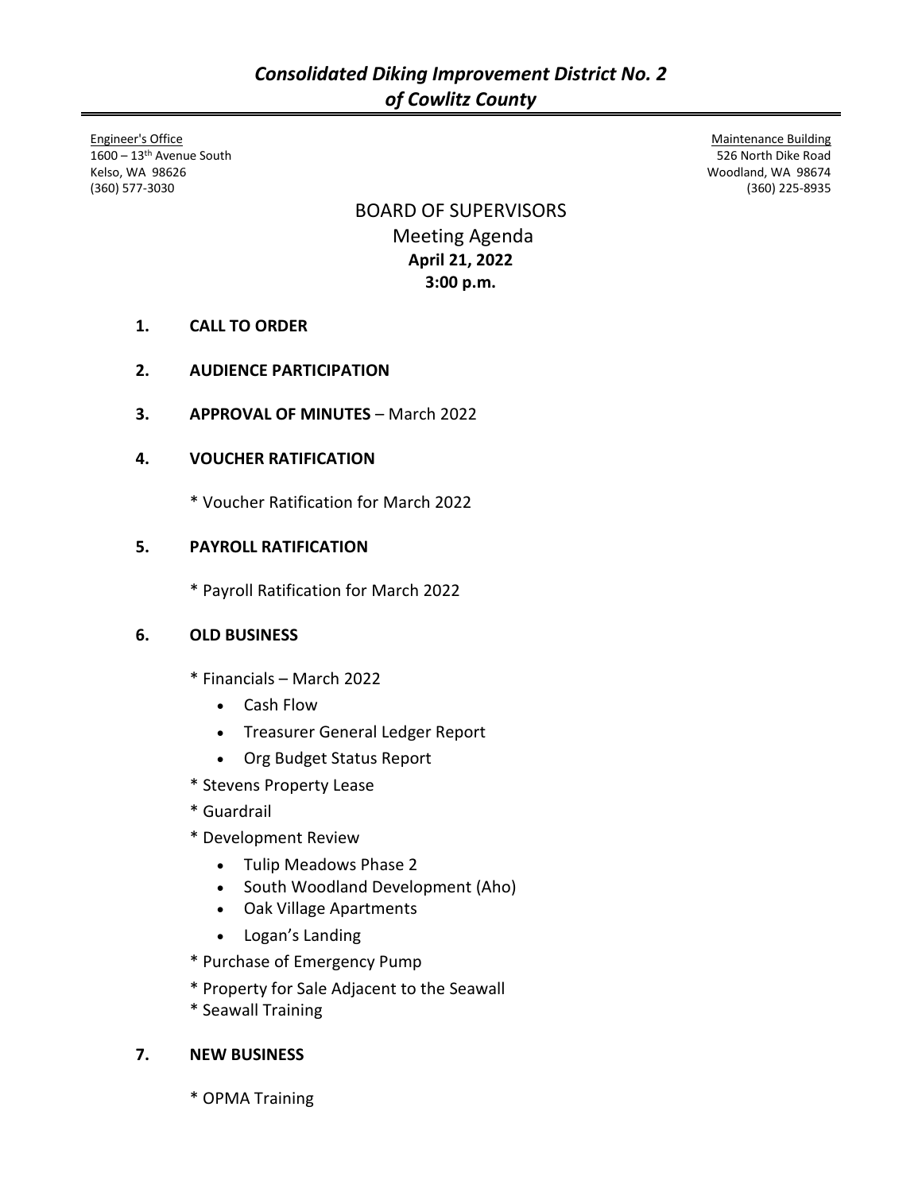# *Consolidated Diking Improvement District No. 2 of Cowlitz County*

Engineer's Office
1600 – 13th Avenue South
Kelso, WA 98626
(360) 577-3030

Maintenance Building
526 North Dike Road
Woodland, WA 98674
(360) 225-8935

## BOARD OF SUPERVISORS
Meeting Agenda
**April 21, 2022**
**3:00 p.m.**

**1. CALL TO ORDER**

**2. AUDIENCE PARTICIPATION**

**3. APPROVAL OF MINUTES** – March 2022

**4. VOUCHER RATIFICATION**

* Voucher Ratification for March 2022

**5. PAYROLL RATIFICATION**

* Payroll Ratification for March 2022

**6. OLD BUSINESS**

* Financials – March 2022
  - Cash Flow
  - Treasurer General Ledger Report
  - Org Budget Status Report
* Stevens Property Lease
* Guardrail
* Development Review
  - Tulip Meadows Phase 2
  - South Woodland Development (Aho)
  - Oak Village Apartments
  - Logan's Landing
* Purchase of Emergency Pump
* Property for Sale Adjacent to the Seawall
* Seawall Training

**7. NEW BUSINESS**

* OPMA Training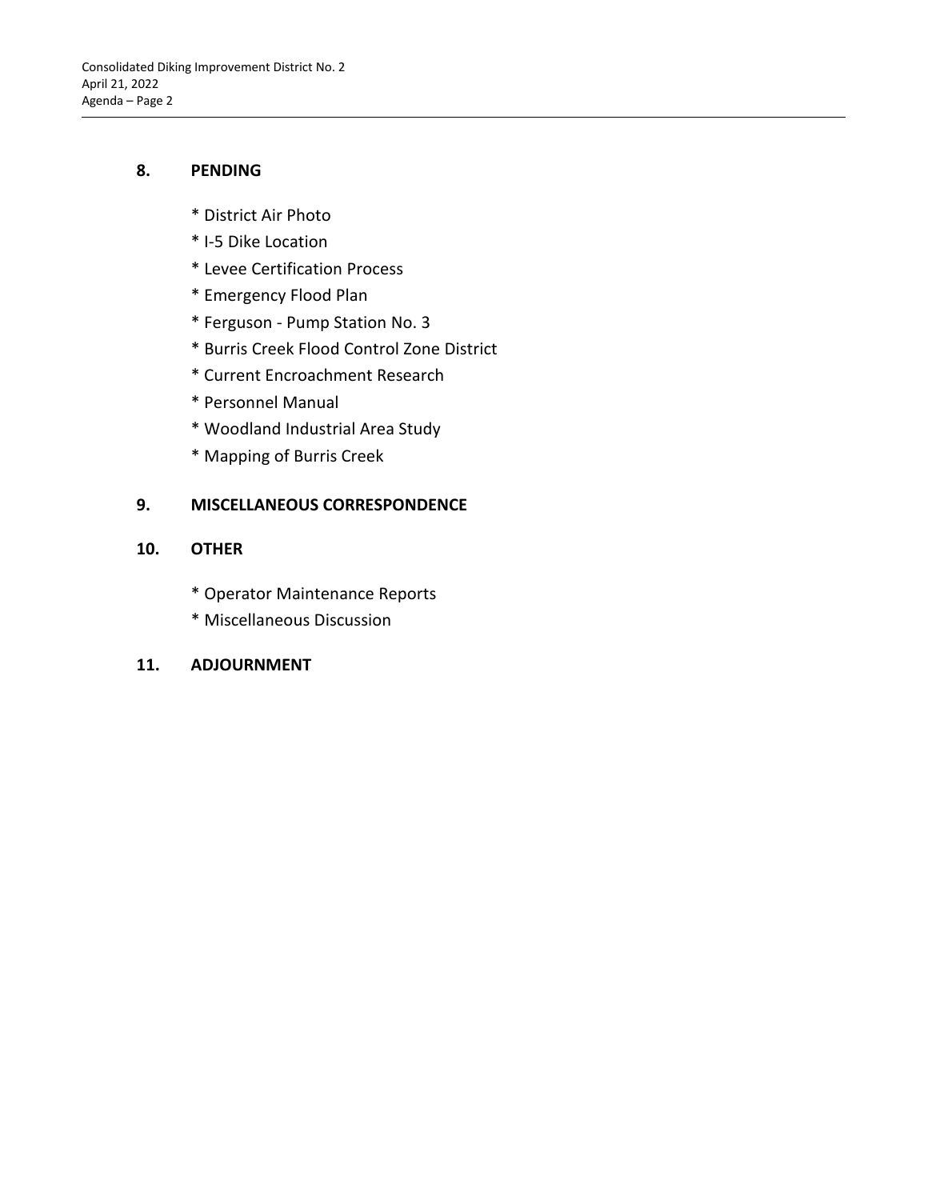## 8. PENDING

* District Air Photo
* I-5 Dike Location
* Levee Certification Process
* Emergency Flood Plan
* Ferguson - Pump Station No. 3
* Burris Creek Flood Control Zone District
* Current Encroachment Research
* Personnel Manual
* Woodland Industrial Area Study
* Mapping of Burris Creek

## 9. MISCELLANEOUS CORRESPONDENCE

## 10. OTHER

* Operator Maintenance Reports
* Miscellaneous Discussion

## 11. ADJOURNMENT